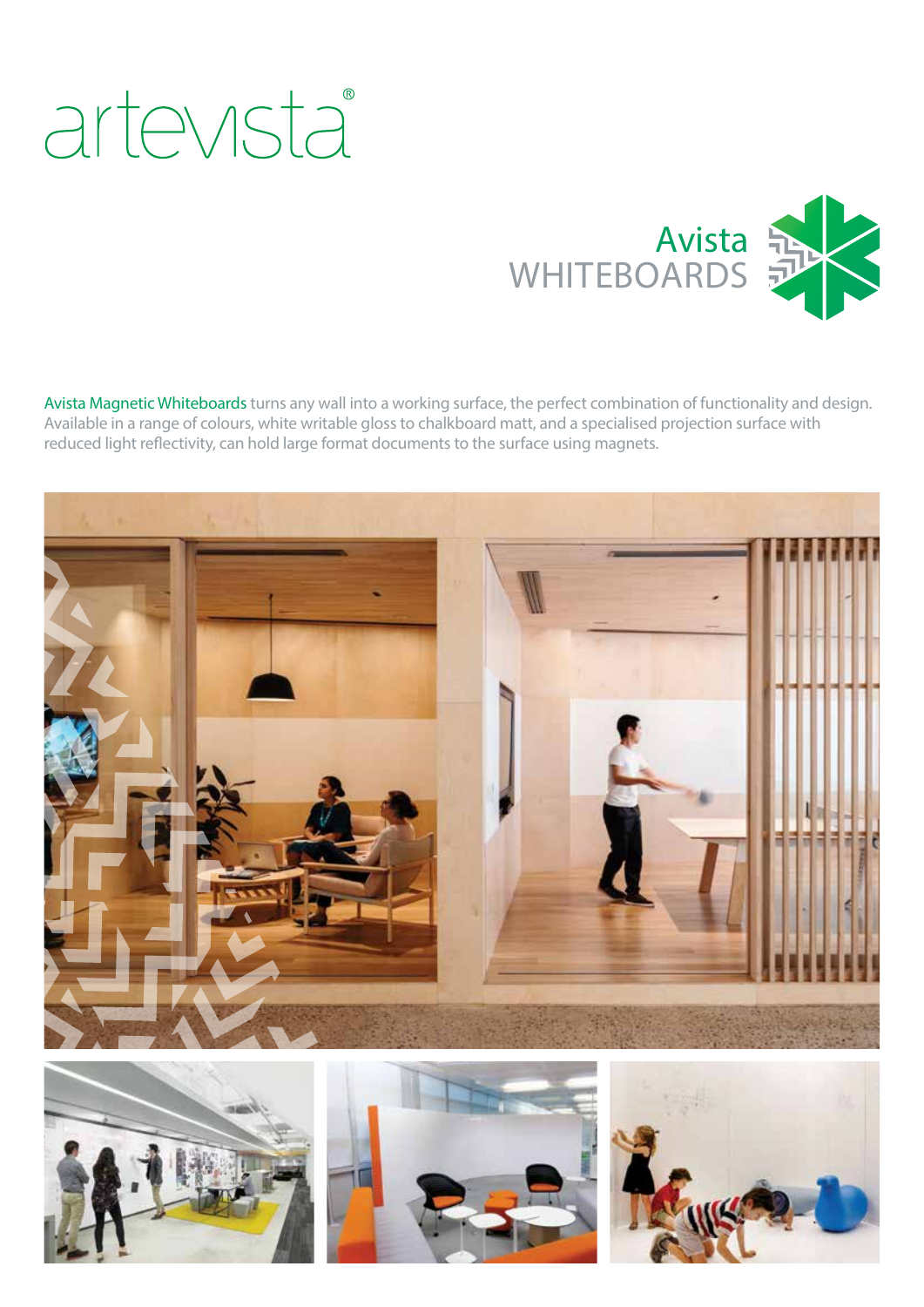# artevista®

## Avista WHITEBOARDS

Avista Magnetic Whiteboards turns any wall into a working surface, the perfect combination of functionality and design. Available in a range of colours, white writable gloss to chalkboard matt, and a specialised projection surface with reduced light reflectivity, can hold large format documents to the surface using magnets.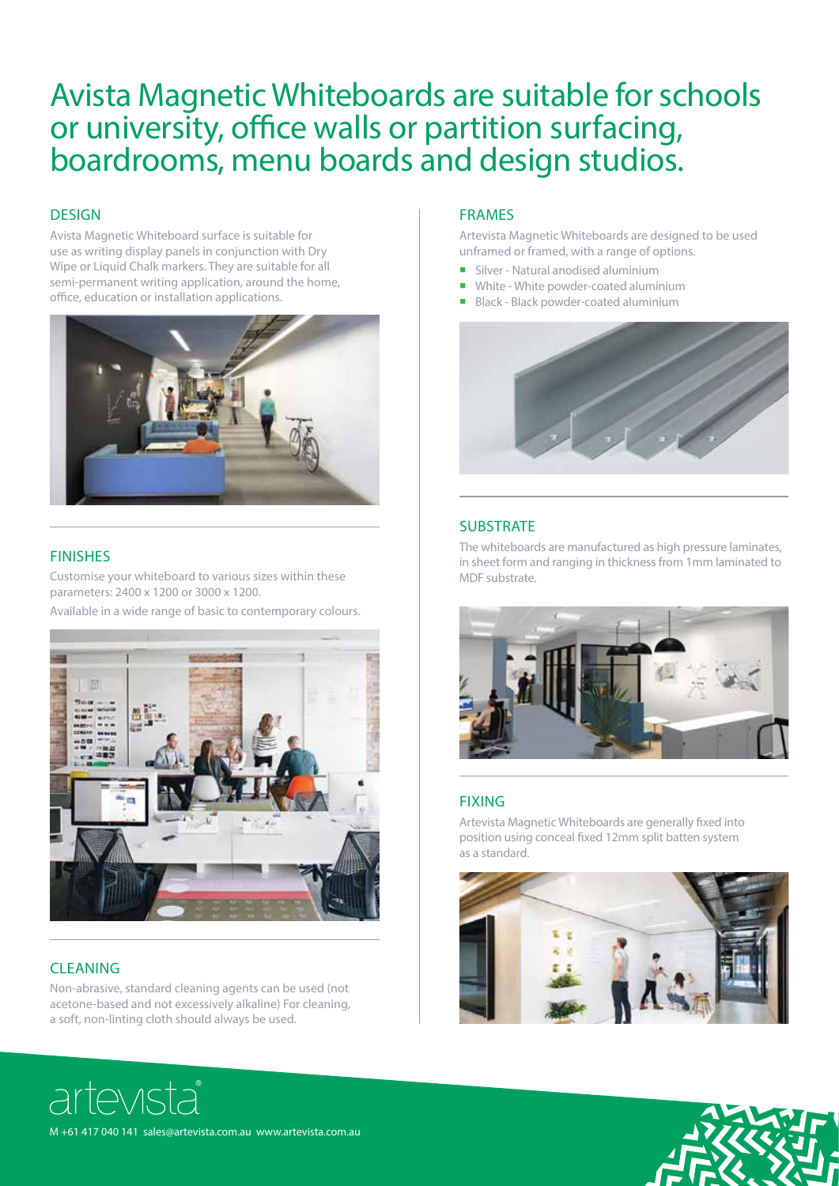# Avista Magnetic Whiteboards are suitable for schools or university, office walls or partition surfacing, boardrooms, menu boards and design studios.

## DESIGN

Avista Magnetic Whiteboard surface is suitable for use as writing display panels in conjunction with Dry Wipe or Liquid Chalk markers. They are suitable for all semi-permanent writing application, around the home, office, education or installation applications.

## FINISHES

Customise your whiteboard to various sizes within these parameters: 2400 x 1200 or 3000 x 1200.

Available in a wide range of basic to contemporary colours.

## CLEANING

Non-abrasive, standard cleaning agents can be used (not acetone-based and not excessively alkaline) For cleaning, a soft, non-linting cloth should always be used.

## FRAMES

Artevista Magnetic Whiteboards are designed to be used unframed or framed, with a range of options.

- Silver - Natural anodised aluminium
- White - White powder-coated aluminium
- Black - Black powder-coated aluminium

## SUBSTRATE

The whiteboards are manufactured as high pressure laminates, in sheet form and ranging in thickness from 1mm laminated to MDF substrate.

## FIXING

Artevista Magnetic Whiteboards are generally fixed into position using conceal fixed 12mm split batten system as a standard.

artevista®

M +61 417 040 141 sales@artevista.com.au www.artevista.com.au